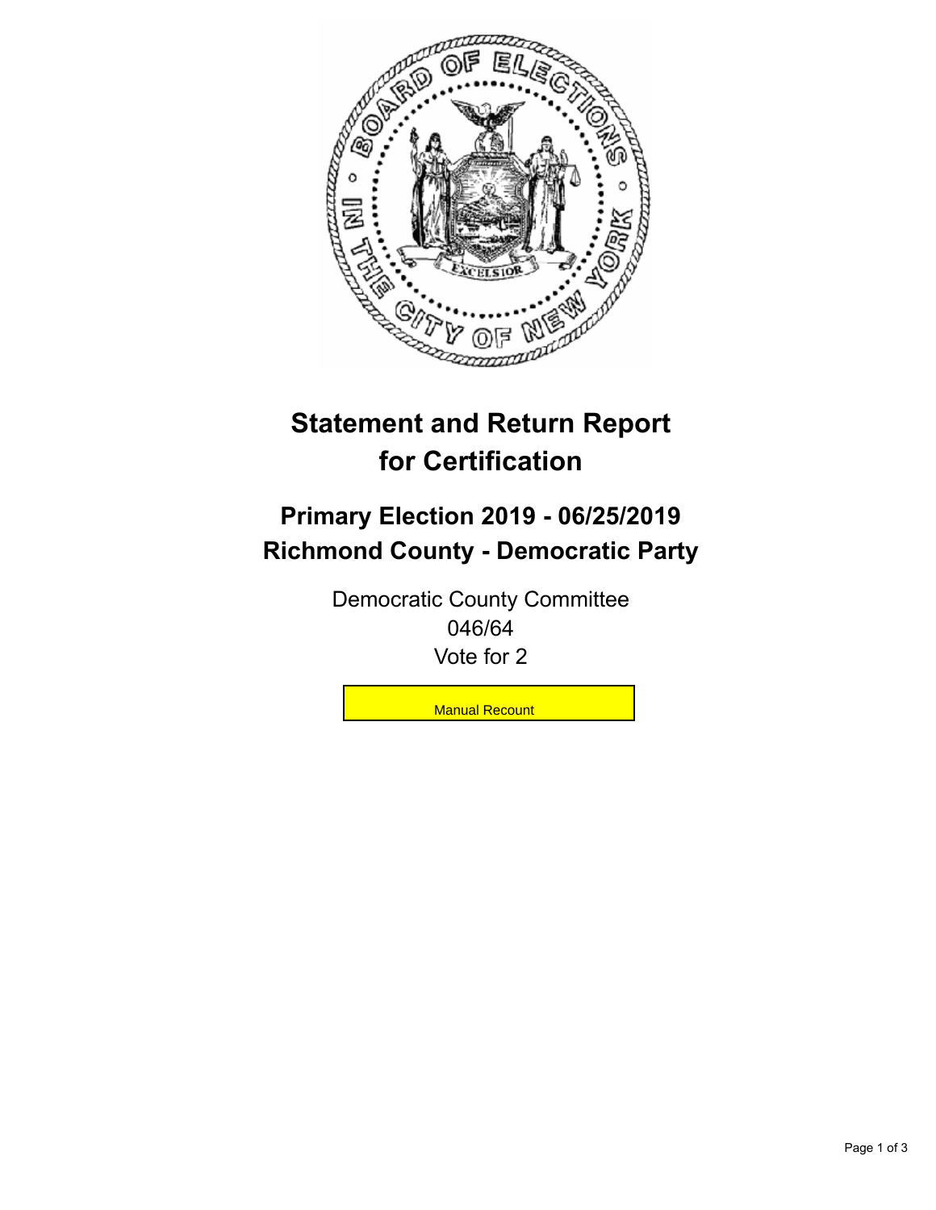# Statement and Return Report for Certification

## Primary Election 2019 - 06/25/2019
## Richmond County - Democratic Party

Democratic County Committee
046/64
Vote for 2

Manual Recount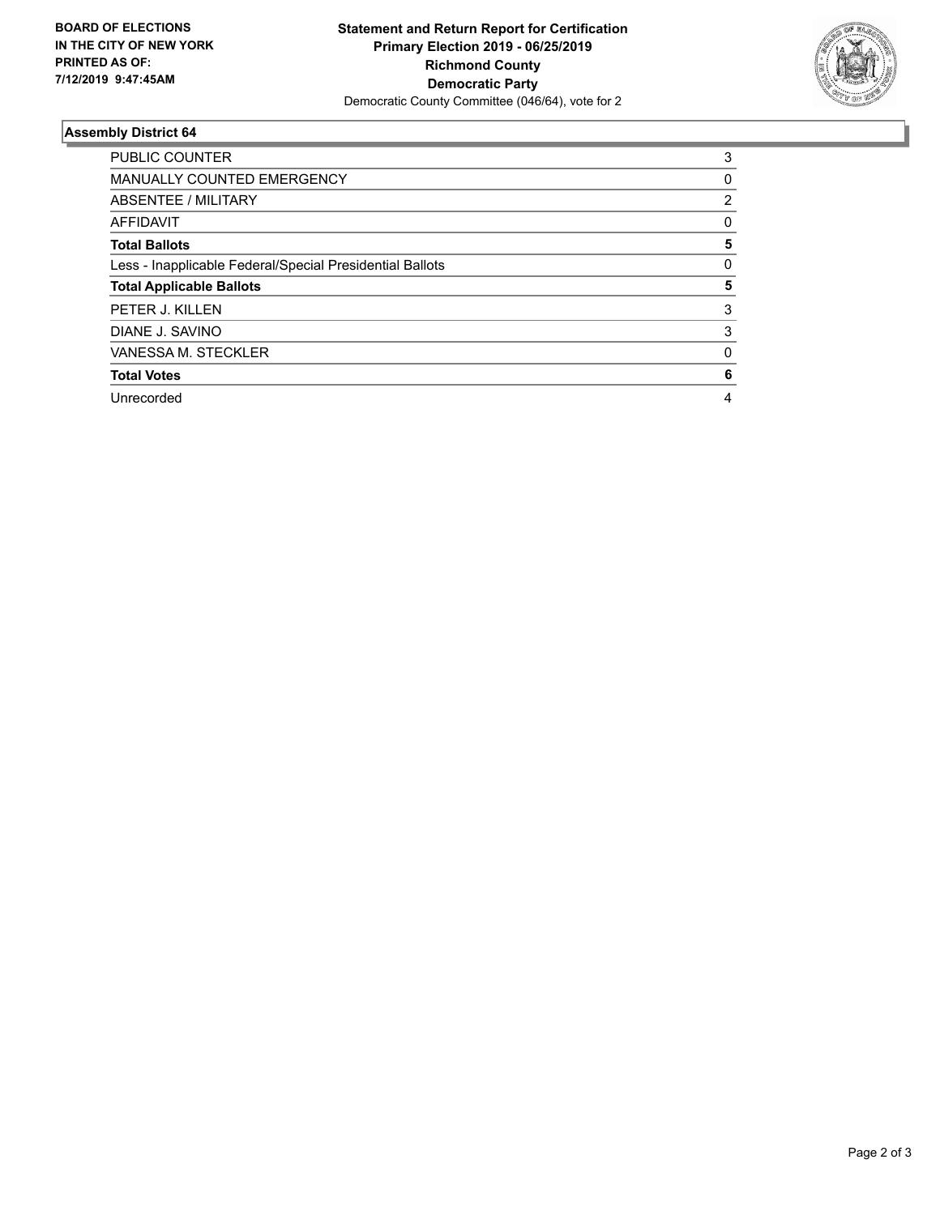**BOARD OF ELECTIONS IN THE CITY OF NEW YORK PRINTED AS OF: 7/12/2019 9:47:45AM**

**Statement and Return Report for Certification**
**Primary Election 2019 - 06/25/2019**
**Richmond County**
**Democratic Party**
Democratic County Committee (046/64), vote for 2

## Assembly District 64

| | |
|---|---|
| PUBLIC COUNTER | 3 |
| MANUALLY COUNTED EMERGENCY | 0 |
| ABSENTEE / MILITARY | 2 |
| AFFIDAVIT | 0 |
| **Total Ballots** | **5** |
| Less - Inapplicable Federal/Special Presidential Ballots | 0 |
| **Total Applicable Ballots** | **5** |
| PETER J. KILLEN | 3 |
| DIANE J. SAVINO | 3 |
| VANESSA M. STECKLER | 0 |
| **Total Votes** | **6** |
| Unrecorded | 4 |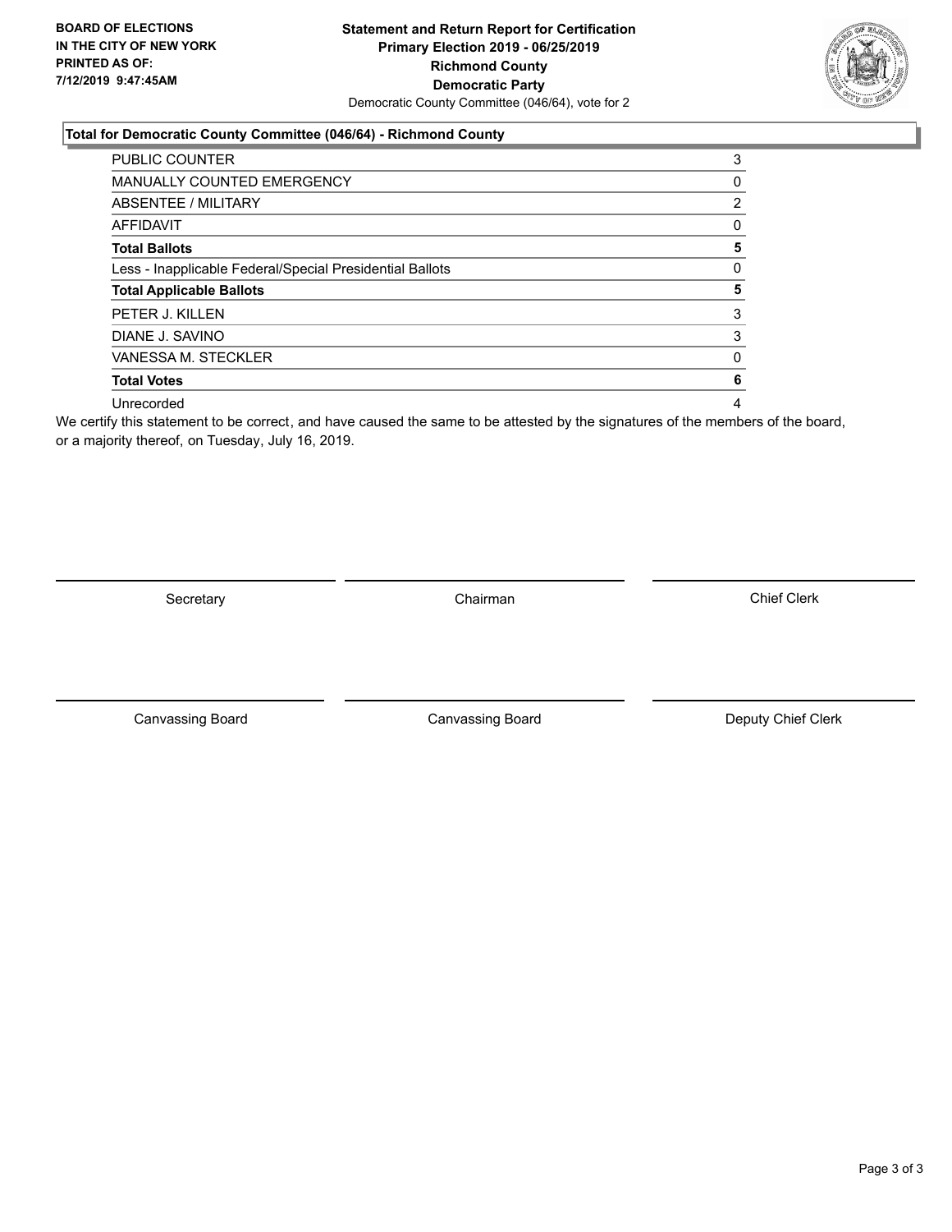**BOARD OF ELECTIONS**
**IN THE CITY OF NEW YORK**
**PRINTED AS OF:**
**7/12/2019 9:47:45AM**

**Statement and Return Report for Certification**
**Primary Election 2019 - 06/25/2019**
**Richmond County**
**Democratic Party**
Democratic County Committee (046/64), vote for 2

### Total for Democratic County Committee (046/64) - Richmond County

| | |
|---|---|
| PUBLIC COUNTER | 3 |
| MANUALLY COUNTED EMERGENCY | 0 |
| ABSENTEE / MILITARY | 2 |
| AFFIDAVIT | 0 |
| **Total Ballots** | **5** |
| Less - Inapplicable Federal/Special Presidential Ballots | 0 |
| **Total Applicable Ballots** | **5** |
| PETER J. KILLEN | 3 |
| DIANE J. SAVINO | 3 |
| VANESSA M. STECKLER | 0 |
| **Total Votes** | **6** |
| Unrecorded | 4 |

We certify this statement to be correct, and have caused the same to be attested by the signatures of the members of the board, or a majority thereof, on Tuesday, July 16, 2019.

Secretary

Chairman

Chief Clerk

Canvassing Board

Canvassing Board

Deputy Chief Clerk